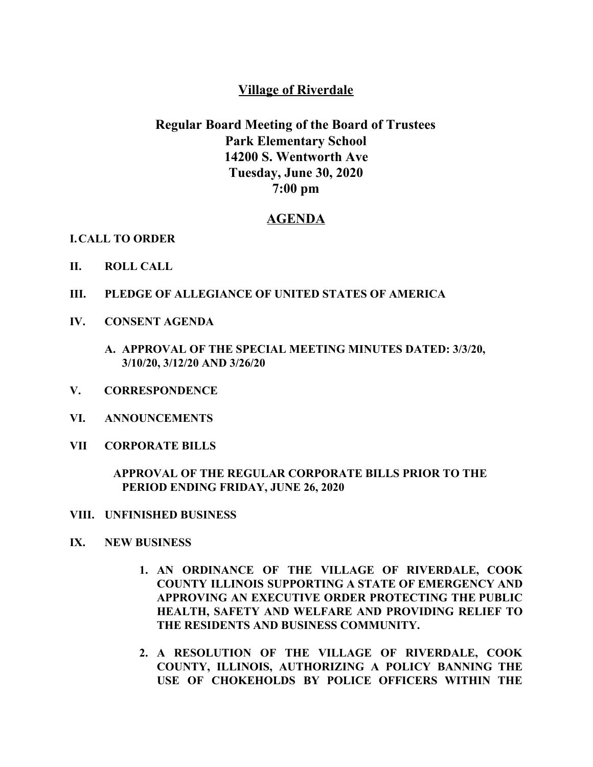# Village of Riverdale

## Regular Board Meeting of the Board of Trustees
## Park Elementary School
## 14200 S. Wentworth Ave
## Tuesday, June 30, 2020
## 7:00 pm

## AGENDA

**I. CALL TO ORDER**

**II. ROLL CALL**

**III. PLEDGE OF ALLEGIANCE OF UNITED STATES OF AMERICA**

**IV. CONSENT AGENDA**

**A. APPROVAL OF THE SPECIAL MEETING MINUTES DATED: 3/3/20, 3/10/20, 3/12/20 AND 3/26/20**

**V. CORRESPONDENCE**

**VI. ANNOUNCEMENTS**

**VII CORPORATE BILLS**

**APPROVAL OF THE REGULAR CORPORATE BILLS PRIOR TO THE PERIOD ENDING FRIDAY, JUNE 26, 2020**

**VIII. UNFINISHED BUSINESS**

**IX. NEW BUSINESS**

1. **AN ORDINANCE OF THE VILLAGE OF RIVERDALE, COOK COUNTY ILLINOIS SUPPORTING A STATE OF EMERGENCY AND APPROVING AN EXECUTIVE ORDER PROTECTING THE PUBLIC HEALTH, SAFETY AND WELFARE AND PROVIDING RELIEF TO THE RESIDENTS AND BUSINESS COMMUNITY.**

2. **A RESOLUTION OF THE VILLAGE OF RIVERDALE, COOK COUNTY, ILLINOIS, AUTHORIZING A POLICY BANNING THE USE OF CHOKEHOLDS BY POLICE OFFICERS WITHIN THE**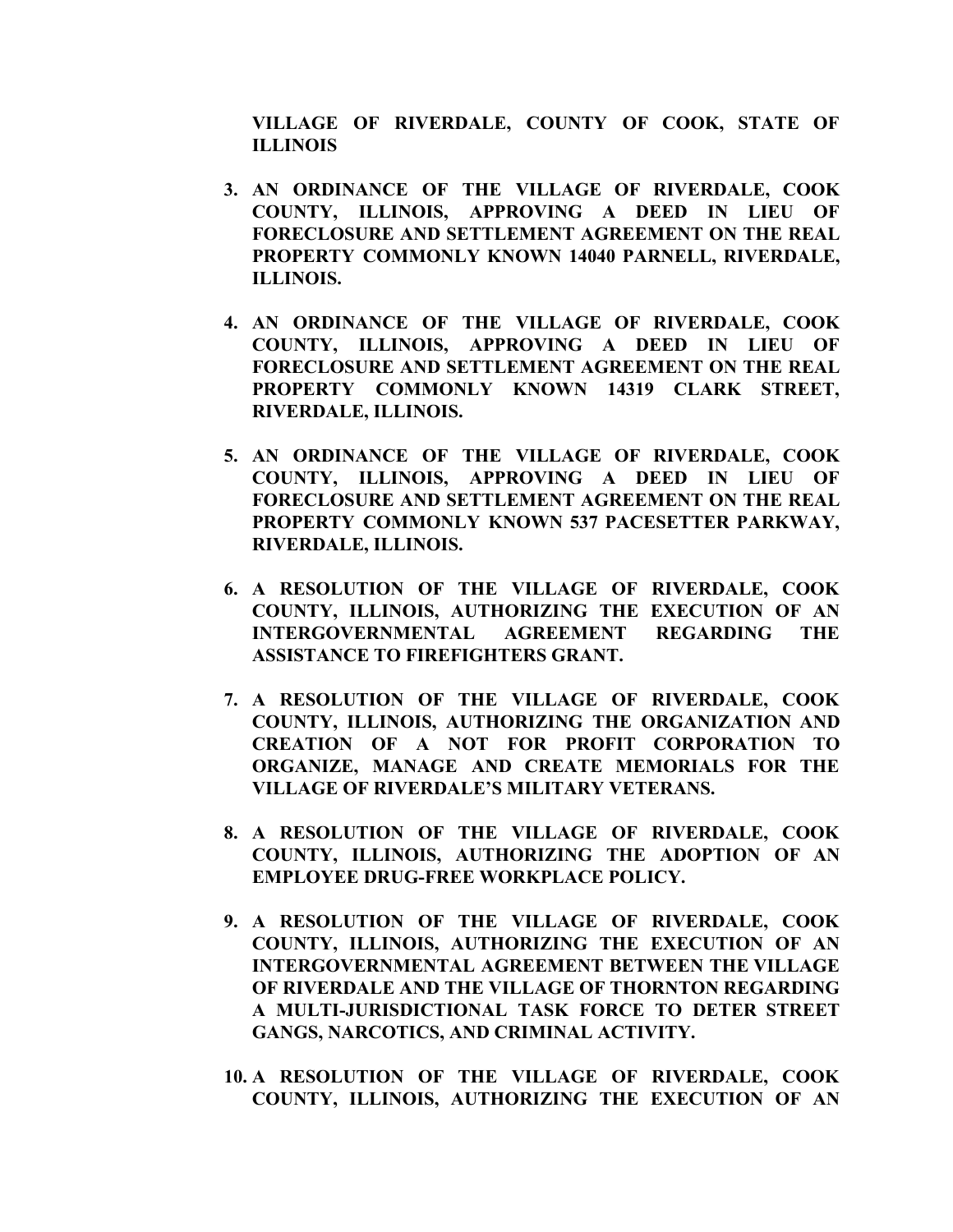**VILLAGE OF RIVERDALE, COUNTY OF COOK, STATE OF ILLINOIS**

3. **AN ORDINANCE OF THE VILLAGE OF RIVERDALE, COOK COUNTY, ILLINOIS, APPROVING A DEED IN LIEU OF FORECLOSURE AND SETTLEMENT AGREEMENT ON THE REAL PROPERTY COMMONLY KNOWN 14040 PARNELL, RIVERDALE, ILLINOIS.**

4. **AN ORDINANCE OF THE VILLAGE OF RIVERDALE, COOK COUNTY, ILLINOIS, APPROVING A DEED IN LIEU OF FORECLOSURE AND SETTLEMENT AGREEMENT ON THE REAL PROPERTY COMMONLY KNOWN 14319 CLARK STREET, RIVERDALE, ILLINOIS.**

5. **AN ORDINANCE OF THE VILLAGE OF RIVERDALE, COOK COUNTY, ILLINOIS, APPROVING A DEED IN LIEU OF FORECLOSURE AND SETTLEMENT AGREEMENT ON THE REAL PROPERTY COMMONLY KNOWN 537 PACESETTER PARKWAY, RIVERDALE, ILLINOIS.**

6. **A RESOLUTION OF THE VILLAGE OF RIVERDALE, COOK COUNTY, ILLINOIS, AUTHORIZING THE EXECUTION OF AN INTERGOVERNMENTAL AGREEMENT REGARDING THE ASSISTANCE TO FIREFIGHTERS GRANT.**

7. **A RESOLUTION OF THE VILLAGE OF RIVERDALE, COOK COUNTY, ILLINOIS, AUTHORIZING THE ORGANIZATION AND CREATION OF A NOT FOR PROFIT CORPORATION TO ORGANIZE, MANAGE AND CREATE MEMORIALS FOR THE VILLAGE OF RIVERDALE'S MILITARY VETERANS.**

8. **A RESOLUTION OF THE VILLAGE OF RIVERDALE, COOK COUNTY, ILLINOIS, AUTHORIZING THE ADOPTION OF AN EMPLOYEE DRUG-FREE WORKPLACE POLICY.**

9. **A RESOLUTION OF THE VILLAGE OF RIVERDALE, COOK COUNTY, ILLINOIS, AUTHORIZING THE EXECUTION OF AN INTERGOVERNMENTAL AGREEMENT BETWEEN THE VILLAGE OF RIVERDALE AND THE VILLAGE OF THORNTON REGARDING A MULTI-JURISDICTIONAL TASK FORCE TO DETER STREET GANGS, NARCOTICS, AND CRIMINAL ACTIVITY.**

10. **A RESOLUTION OF THE VILLAGE OF RIVERDALE, COOK COUNTY, ILLINOIS, AUTHORIZING THE EXECUTION OF AN**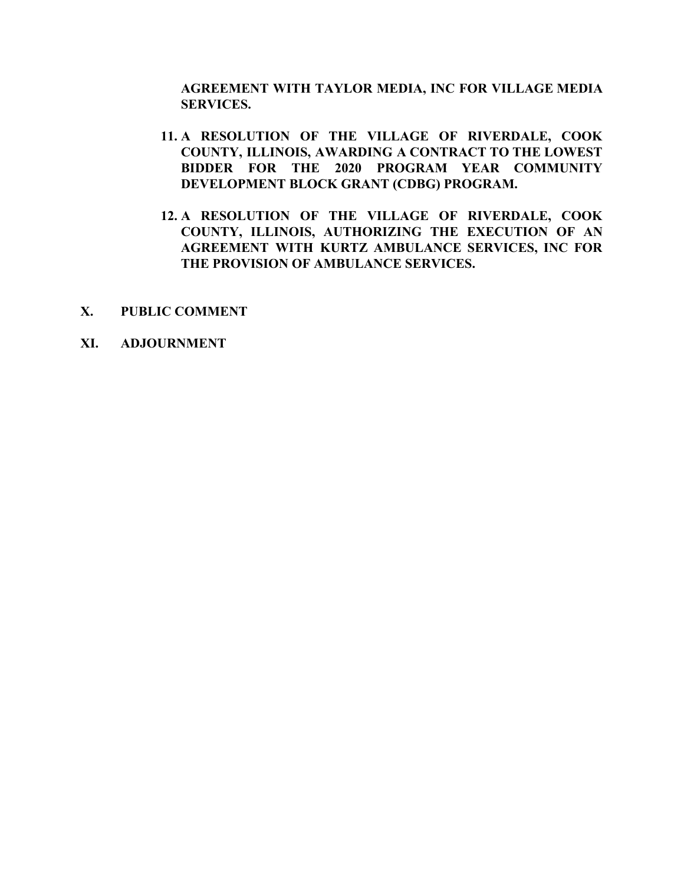**AGREEMENT WITH TAYLOR MEDIA, INC FOR VILLAGE MEDIA SERVICES.**

11. **A RESOLUTION OF THE VILLAGE OF RIVERDALE, COOK COUNTY, ILLINOIS, AWARDING A CONTRACT TO THE LOWEST BIDDER FOR THE 2020 PROGRAM YEAR COMMUNITY DEVELOPMENT BLOCK GRANT (CDBG) PROGRAM.**

12. **A RESOLUTION OF THE VILLAGE OF RIVERDALE, COOK COUNTY, ILLINOIS, AUTHORIZING THE EXECUTION OF AN AGREEMENT WITH KURTZ AMBULANCE SERVICES, INC FOR THE PROVISION OF AMBULANCE SERVICES.**

**X. PUBLIC COMMENT**

**XI. ADJOURNMENT**